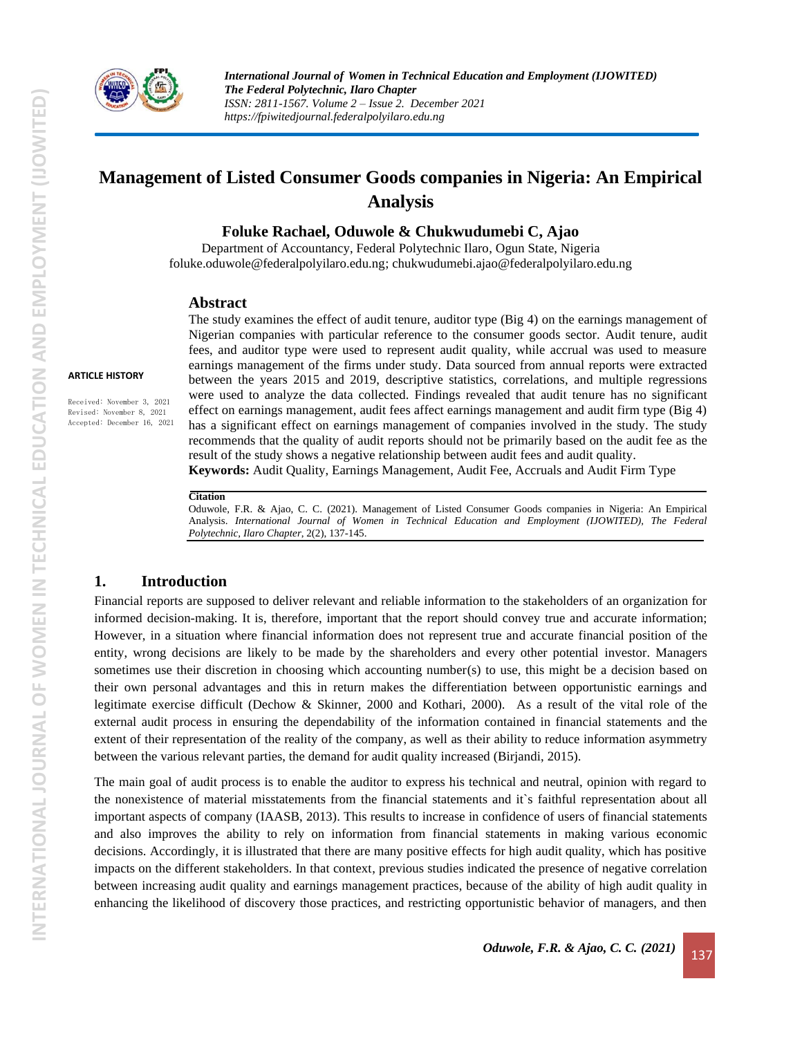# Management of Listed Consumer Goods companies in Nigeria: An Empirical Analysis

**Foluke Rachael, Oduwole & Chukwudumebi C, Ajao**

Department of Accountancy, Federal Polytechnic Ilaro, Ogun State, Nigeria
foluke.oduwole@federalpolyilaro.edu.ng; chukwudumebi.ajao@federalpolyilaro.edu.ng

**ARTICLE HISTORY**

Received: November 3, 2021
Revised: November 8, 2021
Accepted: December 16, 2021

## Abstract

The study examines the effect of audit tenure, auditor type (Big 4) on the earnings management of Nigerian companies with particular reference to the consumer goods sector. Audit tenure, audit fees, and auditor type were used to represent audit quality, while accrual was used to measure earnings management of the firms under study. Data sourced from annual reports were extracted between the years 2015 and 2019, descriptive statistics, correlations, and multiple regressions were used to analyze the data collected. Findings revealed that audit tenure has no significant effect on earnings management, audit fees affect earnings management and audit firm type (Big 4) has a significant effect on earnings management of companies involved in the study. The study recommends that the quality of audit reports should not be primarily based on the audit fee as the result of the study shows a negative relationship between audit fees and audit quality.

**Keywords:** Audit Quality, Earnings Management, Audit Fee, Accruals and Audit Firm Type

**Citation**

Oduwole, F.R. & Ajao, C. C. (2021). Management of Listed Consumer Goods companies in Nigeria: An Empirical Analysis. *International Journal of Women in Technical Education and Employment (IJOWITED), The Federal Polytechnic, Ilaro Chapter*, 2(2), 137-145.

## 1. Introduction

Financial reports are supposed to deliver relevant and reliable information to the stakeholders of an organization for informed decision-making. It is, therefore, important that the report should convey true and accurate information; However, in a situation where financial information does not represent true and accurate financial position of the entity, wrong decisions are likely to be made by the shareholders and every other potential investor. Managers sometimes use their discretion in choosing which accounting number(s) to use, this might be a decision based on their own personal advantages and this in return makes the differentiation between opportunistic earnings and legitimate exercise difficult (Dechow & Skinner, 2000 and Kothari, 2000). As a result of the vital role of the external audit process in ensuring the dependability of the information contained in financial statements and the extent of their representation of the reality of the company, as well as their ability to reduce information asymmetry between the various relevant parties, the demand for audit quality increased (Birjandi, 2015).

The main goal of audit process is to enable the auditor to express his technical and neutral, opinion with regard to the nonexistence of material misstatements from the financial statements and it`s faithful representation about all important aspects of company (IAASB, 2013). This results to increase in confidence of users of financial statements and also improves the ability to rely on information from financial statements in making various economic decisions. Accordingly, it is illustrated that there are many positive effects for high audit quality, which has positive impacts on the different stakeholders. In that context, previous studies indicated the presence of negative correlation between increasing audit quality and earnings management practices, because of the ability of high audit quality in enhancing the likelihood of discovery those practices, and restricting opportunistic behavior of managers, and then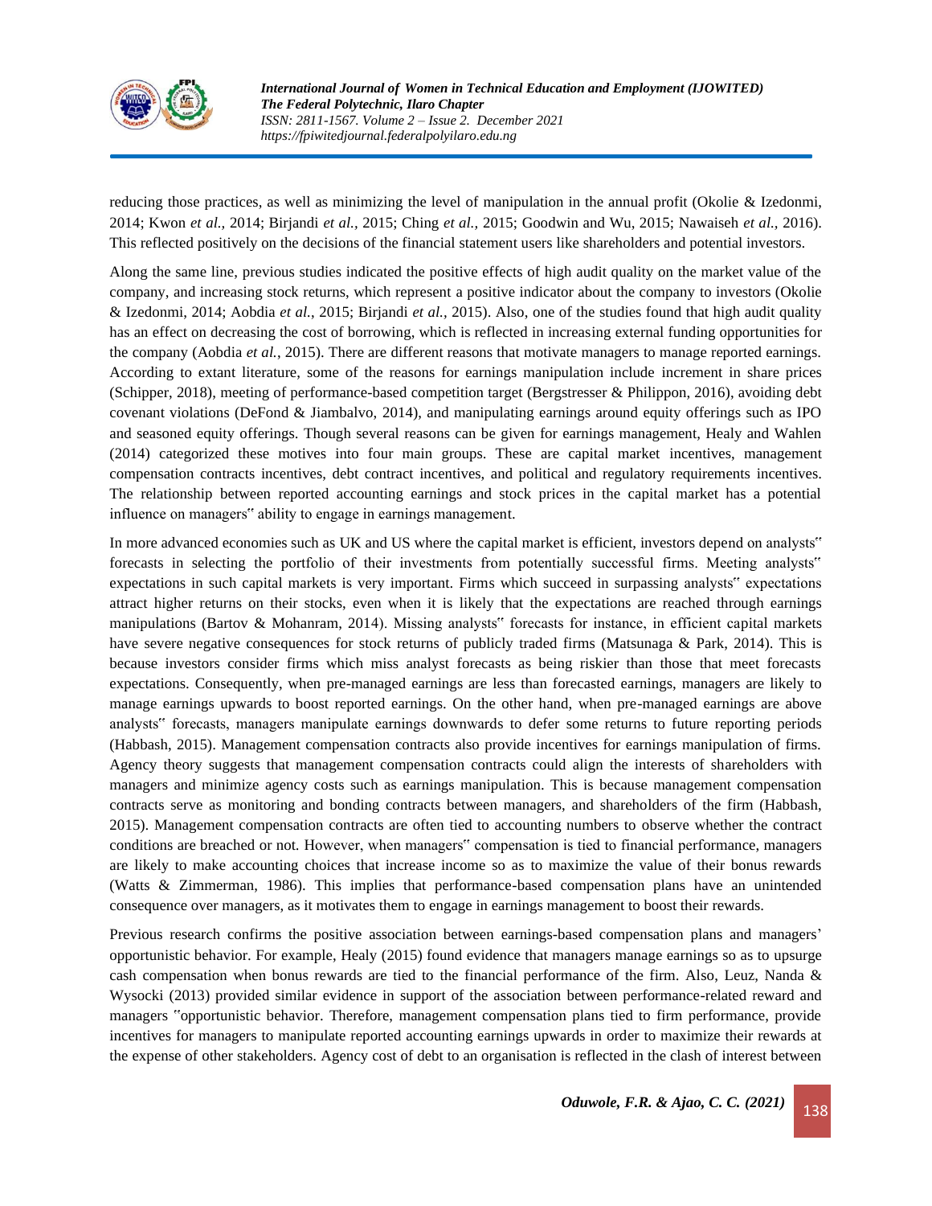reducing those practices, as well as minimizing the level of manipulation in the annual profit (Okolie & Izedonmi, 2014; Kwon *et al.,* 2014; Birjandi *et al.,* 2015; Ching *et al.,* 2015; Goodwin and Wu, 2015; Nawaiseh *et al.,* 2016). This reflected positively on the decisions of the financial statement users like shareholders and potential investors.

Along the same line, previous studies indicated the positive effects of high audit quality on the market value of the company, and increasing stock returns, which represent a positive indicator about the company to investors (Okolie & Izedonmi, 2014; Aobdia *et al.*, 2015; Birjandi *et al.*, 2015). Also, one of the studies found that high audit quality has an effect on decreasing the cost of borrowing, which is reflected in increasing external funding opportunities for the company (Aobdia *et al.*, 2015). There are different reasons that motivate managers to manage reported earnings. According to extant literature, some of the reasons for earnings manipulation include increment in share prices (Schipper, 2018), meeting of performance-based competition target (Bergstresser & Philippon, 2016), avoiding debt covenant violations (DeFond & Jiambalvo, 2014), and manipulating earnings around equity offerings such as IPO and seasoned equity offerings. Though several reasons can be given for earnings management, Healy and Wahlen (2014) categorized these motives into four main groups. These are capital market incentives, management compensation contracts incentives, debt contract incentives, and political and regulatory requirements incentives. The relationship between reported accounting earnings and stock prices in the capital market has a potential influence on managers" ability to engage in earnings management.

In more advanced economies such as UK and US where the capital market is efficient, investors depend on analysts" forecasts in selecting the portfolio of their investments from potentially successful firms. Meeting analysts" expectations in such capital markets is very important. Firms which succeed in surpassing analysts" expectations attract higher returns on their stocks, even when it is likely that the expectations are reached through earnings manipulations (Bartov & Mohanram, 2014). Missing analysts" forecasts for instance, in efficient capital markets have severe negative consequences for stock returns of publicly traded firms (Matsunaga & Park, 2014). This is because investors consider firms which miss analyst forecasts as being riskier than those that meet forecasts expectations. Consequently, when pre-managed earnings are less than forecasted earnings, managers are likely to manage earnings upwards to boost reported earnings. On the other hand, when pre-managed earnings are above analysts" forecasts, managers manipulate earnings downwards to defer some returns to future reporting periods (Habbash, 2015). Management compensation contracts also provide incentives for earnings manipulation of firms. Agency theory suggests that management compensation contracts could align the interests of shareholders with managers and minimize agency costs such as earnings manipulation. This is because management compensation contracts serve as monitoring and bonding contracts between managers, and shareholders of the firm (Habbash, 2015). Management compensation contracts are often tied to accounting numbers to observe whether the contract conditions are breached or not. However, when managers" compensation is tied to financial performance, managers are likely to make accounting choices that increase income so as to maximize the value of their bonus rewards (Watts & Zimmerman, 1986). This implies that performance-based compensation plans have an unintended consequence over managers, as it motivates them to engage in earnings management to boost their rewards.

Previous research confirms the positive association between earnings-based compensation plans and managers' opportunistic behavior. For example, Healy (2015) found evidence that managers manage earnings so as to upsurge cash compensation when bonus rewards are tied to the financial performance of the firm. Also, Leuz, Nanda & Wysocki (2013) provided similar evidence in support of the association between performance-related reward and managers "opportunistic behavior. Therefore, management compensation plans tied to firm performance, provide incentives for managers to manipulate reported accounting earnings upwards in order to maximize their rewards at the expense of other stakeholders. Agency cost of debt to an organisation is reflected in the clash of interest between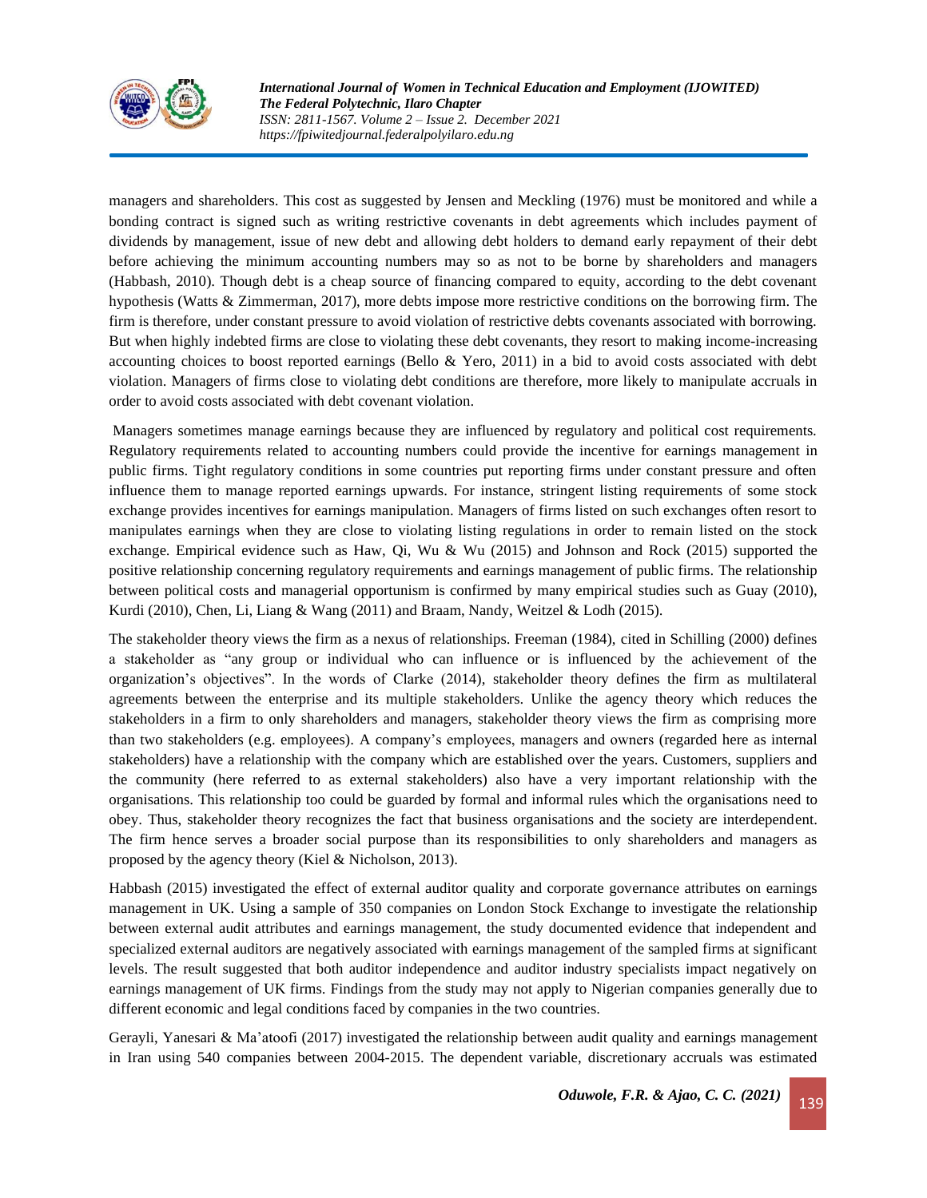managers and shareholders. This cost as suggested by Jensen and Meckling (1976) must be monitored and while a bonding contract is signed such as writing restrictive covenants in debt agreements which includes payment of dividends by management, issue of new debt and allowing debt holders to demand early repayment of their debt before achieving the minimum accounting numbers may so as not to be borne by shareholders and managers (Habbash, 2010). Though debt is a cheap source of financing compared to equity, according to the debt covenant hypothesis (Watts & Zimmerman, 2017), more debts impose more restrictive conditions on the borrowing firm. The firm is therefore, under constant pressure to avoid violation of restrictive debts covenants associated with borrowing. But when highly indebted firms are close to violating these debt covenants, they resort to making income-increasing accounting choices to boost reported earnings (Bello & Yero, 2011) in a bid to avoid costs associated with debt violation. Managers of firms close to violating debt conditions are therefore, more likely to manipulate accruals in order to avoid costs associated with debt covenant violation.

Managers sometimes manage earnings because they are influenced by regulatory and political cost requirements. Regulatory requirements related to accounting numbers could provide the incentive for earnings management in public firms. Tight regulatory conditions in some countries put reporting firms under constant pressure and often influence them to manage reported earnings upwards. For instance, stringent listing requirements of some stock exchange provides incentives for earnings manipulation. Managers of firms listed on such exchanges often resort to manipulates earnings when they are close to violating listing regulations in order to remain listed on the stock exchange. Empirical evidence such as Haw, Qi, Wu & Wu (2015) and Johnson and Rock (2015) supported the positive relationship concerning regulatory requirements and earnings management of public firms. The relationship between political costs and managerial opportunism is confirmed by many empirical studies such as Guay (2010), Kurdi (2010), Chen, Li, Liang & Wang (2011) and Braam, Nandy, Weitzel & Lodh (2015).

The stakeholder theory views the firm as a nexus of relationships. Freeman (1984), cited in Schilling (2000) defines a stakeholder as "any group or individual who can influence or is influenced by the achievement of the organization's objectives". In the words of Clarke (2014), stakeholder theory defines the firm as multilateral agreements between the enterprise and its multiple stakeholders. Unlike the agency theory which reduces the stakeholders in a firm to only shareholders and managers, stakeholder theory views the firm as comprising more than two stakeholders (e.g. employees). A company's employees, managers and owners (regarded here as internal stakeholders) have a relationship with the company which are established over the years. Customers, suppliers and the community (here referred to as external stakeholders) also have a very important relationship with the organisations. This relationship too could be guarded by formal and informal rules which the organisations need to obey. Thus, stakeholder theory recognizes the fact that business organisations and the society are interdependent. The firm hence serves a broader social purpose than its responsibilities to only shareholders and managers as proposed by the agency theory (Kiel & Nicholson, 2013).

Habbash (2015) investigated the effect of external auditor quality and corporate governance attributes on earnings management in UK. Using a sample of 350 companies on London Stock Exchange to investigate the relationship between external audit attributes and earnings management, the study documented evidence that independent and specialized external auditors are negatively associated with earnings management of the sampled firms at significant levels. The result suggested that both auditor independence and auditor industry specialists impact negatively on earnings management of UK firms. Findings from the study may not apply to Nigerian companies generally due to different economic and legal conditions faced by companies in the two countries.

Gerayli, Yanesari & Ma'atoofi (2017) investigated the relationship between audit quality and earnings management in Iran using 540 companies between 2004-2015. The dependent variable, discretionary accruals was estimated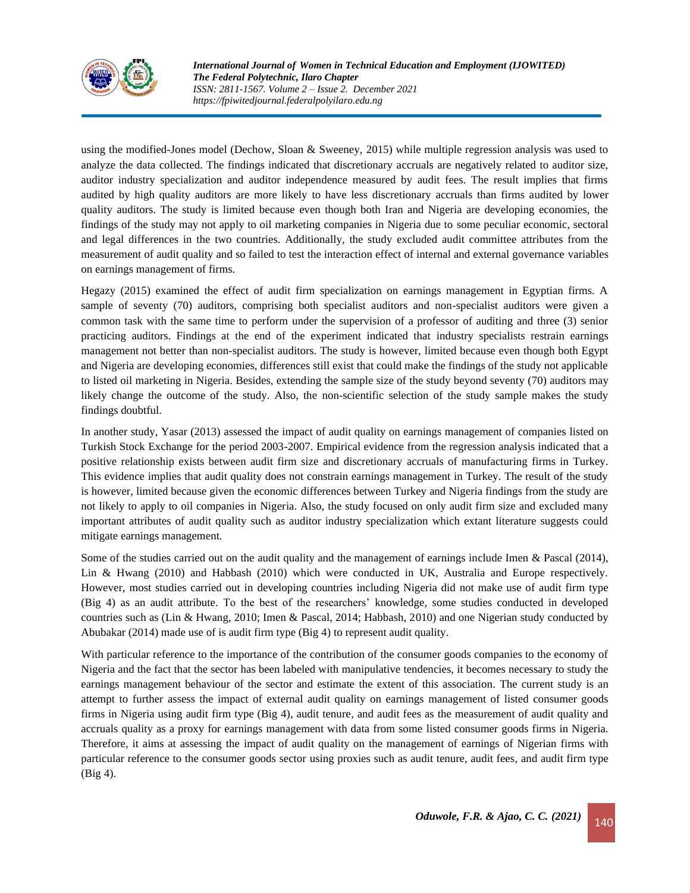using the modified-Jones model (Dechow, Sloan & Sweeney, 2015) while multiple regression analysis was used to analyze the data collected. The findings indicated that discretionary accruals are negatively related to auditor size, auditor industry specialization and auditor independence measured by audit fees. The result implies that firms audited by high quality auditors are more likely to have less discretionary accruals than firms audited by lower quality auditors. The study is limited because even though both Iran and Nigeria are developing economies, the findings of the study may not apply to oil marketing companies in Nigeria due to some peculiar economic, sectoral and legal differences in the two countries. Additionally, the study excluded audit committee attributes from the measurement of audit quality and so failed to test the interaction effect of internal and external governance variables on earnings management of firms.

Hegazy (2015) examined the effect of audit firm specialization on earnings management in Egyptian firms. A sample of seventy (70) auditors, comprising both specialist auditors and non-specialist auditors were given a common task with the same time to perform under the supervision of a professor of auditing and three (3) senior practicing auditors. Findings at the end of the experiment indicated that industry specialists restrain earnings management not better than non-specialist auditors. The study is however, limited because even though both Egypt and Nigeria are developing economies, differences still exist that could make the findings of the study not applicable to listed oil marketing in Nigeria. Besides, extending the sample size of the study beyond seventy (70) auditors may likely change the outcome of the study. Also, the non-scientific selection of the study sample makes the study findings doubtful.

In another study, Yasar (2013) assessed the impact of audit quality on earnings management of companies listed on Turkish Stock Exchange for the period 2003-2007. Empirical evidence from the regression analysis indicated that a positive relationship exists between audit firm size and discretionary accruals of manufacturing firms in Turkey. This evidence implies that audit quality does not constrain earnings management in Turkey. The result of the study is however, limited because given the economic differences between Turkey and Nigeria findings from the study are not likely to apply to oil companies in Nigeria. Also, the study focused on only audit firm size and excluded many important attributes of audit quality such as auditor industry specialization which extant literature suggests could mitigate earnings management.

Some of the studies carried out on the audit quality and the management of earnings include Imen & Pascal (2014), Lin & Hwang (2010) and Habbash (2010) which were conducted in UK, Australia and Europe respectively. However, most studies carried out in developing countries including Nigeria did not make use of audit firm type (Big 4) as an audit attribute. To the best of the researchers' knowledge, some studies conducted in developed countries such as (Lin & Hwang, 2010; Imen & Pascal, 2014; Habbash, 2010) and one Nigerian study conducted by Abubakar (2014) made use of is audit firm type (Big 4) to represent audit quality.

With particular reference to the importance of the contribution of the consumer goods companies to the economy of Nigeria and the fact that the sector has been labeled with manipulative tendencies, it becomes necessary to study the earnings management behaviour of the sector and estimate the extent of this association. The current study is an attempt to further assess the impact of external audit quality on earnings management of listed consumer goods firms in Nigeria using audit firm type (Big 4), audit tenure, and audit fees as the measurement of audit quality and accruals quality as a proxy for earnings management with data from some listed consumer goods firms in Nigeria. Therefore, it aims at assessing the impact of audit quality on the management of earnings of Nigerian firms with particular reference to the consumer goods sector using proxies such as audit tenure, audit fees, and audit firm type (Big 4).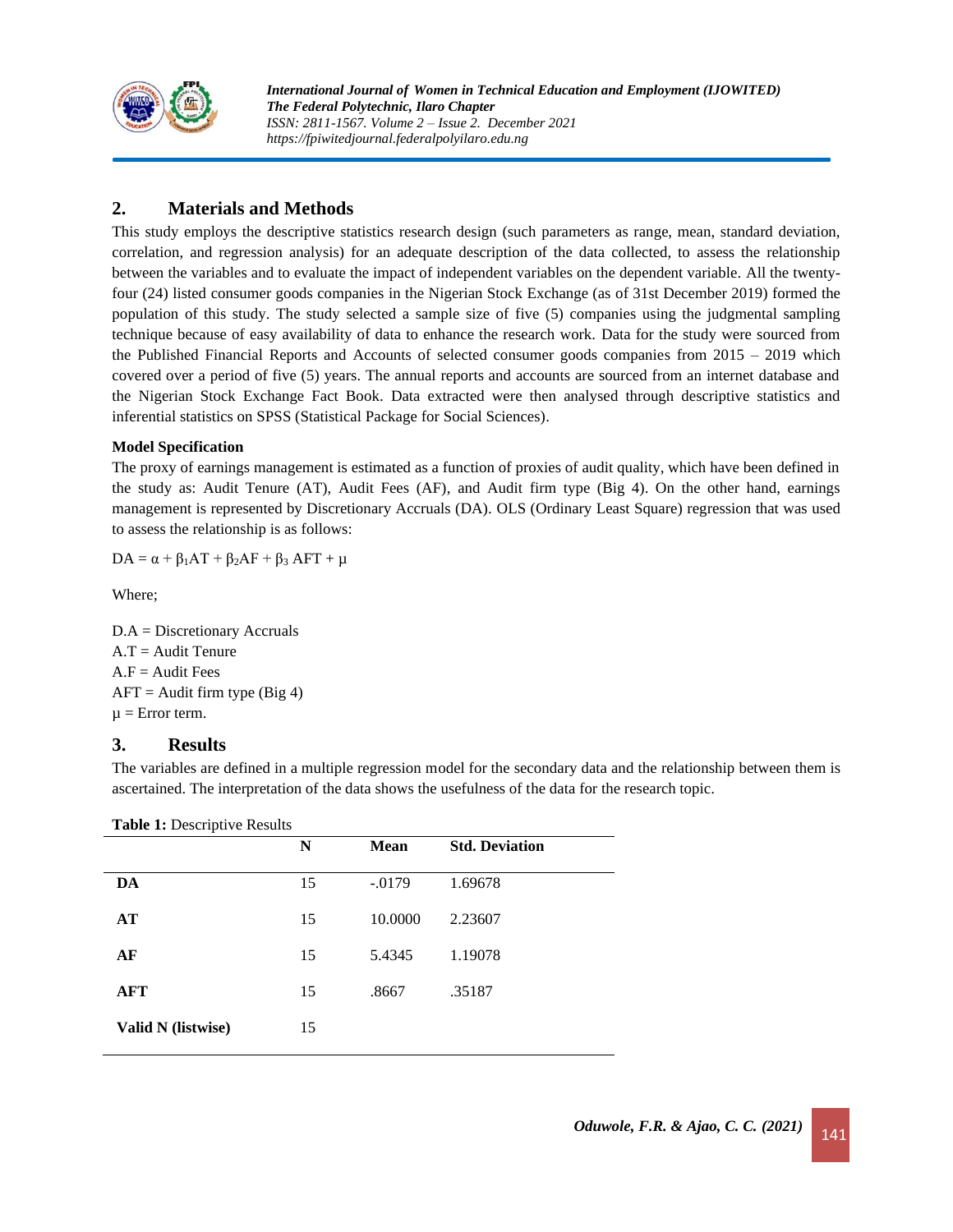## 2. Materials and Methods

This study employs the descriptive statistics research design (such parameters as range, mean, standard deviation, correlation, and regression analysis) for an adequate description of the data collected, to assess the relationship between the variables and to evaluate the impact of independent variables on the dependent variable. All the twenty-four (24) listed consumer goods companies in the Nigerian Stock Exchange (as of 31st December 2019) formed the population of this study. The study selected a sample size of five (5) companies using the judgmental sampling technique because of easy availability of data to enhance the research work. Data for the study were sourced from the Published Financial Reports and Accounts of selected consumer goods companies from 2015 – 2019 which covered over a period of five (5) years. The annual reports and accounts are sourced from an internet database and the Nigerian Stock Exchange Fact Book. Data extracted were then analysed through descriptive statistics and inferential statistics on SPSS (Statistical Package for Social Sciences).

**Model Specification**

The proxy of earnings management is estimated as a function of proxies of audit quality, which have been defined in the study as: Audit Tenure (AT), Audit Fees (AF), and Audit firm type (Big 4). On the other hand, earnings management is represented by Discretionary Accruals (DA). OLS (Ordinary Least Square) regression that was used to assess the relationship is as follows:

$$DA = \alpha + \beta_1 AT + \beta_2 AF + \beta_3 AFT + \mu$$

Where;

D.A = Discretionary Accruals
A.T = Audit Tenure
A.F = Audit Fees
AFT = Audit firm type (Big 4)
$\mu$ = Error term.

## 3. Results

The variables are defined in a multiple regression model for the secondary data and the relationship between them is ascertained. The interpretation of the data shows the usefulness of the data for the research topic.

**Table 1:** Descriptive Results

| | N | Mean | Std. Deviation |
|---|---|---|---|
| **DA** | 15 | -.0179 | 1.69678 |
| **AT** | 15 | 10.0000 | 2.23607 |
| **AF** | 15 | 5.4345 | 1.19078 |
| **AFT** | 15 | .8667 | .35187 |
| **Valid N (listwise)** | 15 | | |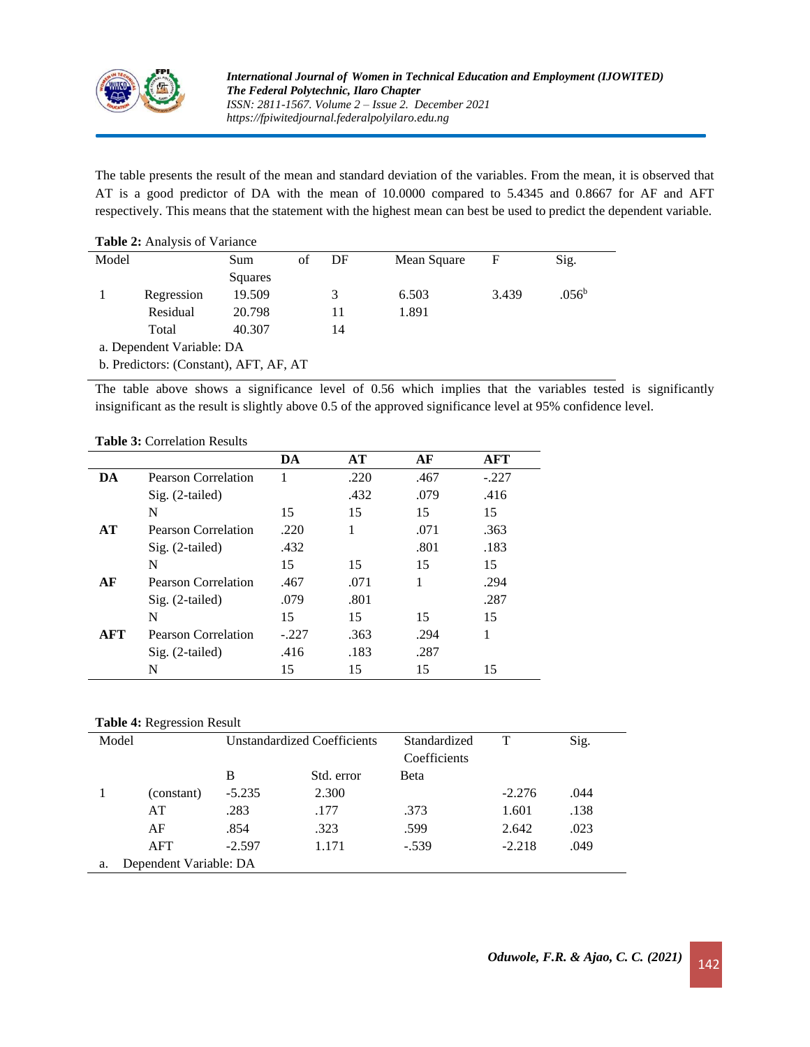The table presents the result of the mean and standard deviation of the variables. From the mean, it is observed that AT is a good predictor of DA with the mean of 10.0000 compared to 5.4345 and 0.8667 for AF and AFT respectively. This means that the statement with the highest mean can best be used to predict the dependent variable.

**Table 2:** Analysis of Variance

| Model | | Sum of Squares | DF | Mean Square | F | Sig. |
|---|---|---|---|---|---|---|
| 1 | Regression | 19.509 | 3 | 6.503 | 3.439 | .056[b] |
| | Residual | 20.798 | 11 | 1.891 | | |
| | Total | 40.307 | 14 | | | |

a. Dependent Variable: DA

b. Predictors: (Constant), AFT, AF, AT

The table above shows a significance level of 0.56 which implies that the variables tested is significantly insignificant as the result is slightly above 0.5 of the approved significance level at 95% confidence level.

**Table 3:** Correlation Results

| | | DA | AT | AF | AFT |
|---|---|---|---|---|---|
| **DA** | Pearson Correlation | 1 | .220 | .467 | -.227 |
| | Sig. (2-tailed) | | .432 | .079 | .416 |
| | N | 15 | 15 | 15 | 15 |
| **AT** | Pearson Correlation | .220 | 1 | .071 | .363 |
| | Sig. (2-tailed) | .432 | | .801 | .183 |
| | N | 15 | 15 | 15 | 15 |
| **AF** | Pearson Correlation | .467 | .071 | 1 | .294 |
| | Sig. (2-tailed) | .079 | .801 | | .287 |
| | N | 15 | 15 | 15 | 15 |
| **AFT** | Pearson Correlation | -.227 | .363 | .294 | 1 |
| | Sig. (2-tailed) | .416 | .183 | .287 | |
| | N | 15 | 15 | 15 | 15 |

**Table 4:** Regression Result

| Model | | Unstandardized Coefficients | | Standardized Coefficients | T | Sig. |
|---|---|---|---|---|---|---|
| | | B | Std. error | Beta | | |
| 1 | (constant) | -5.235 | 2.300 | | -2.276 | .044 |
| | AT | .283 | .177 | .373 | 1.601 | .138 |
| | AF | .854 | .323 | .599 | 2.642 | .023 |
| | AFT | -2.597 | 1.171 | -.539 | -2.218 | .049 |

a. Dependent Variable: DA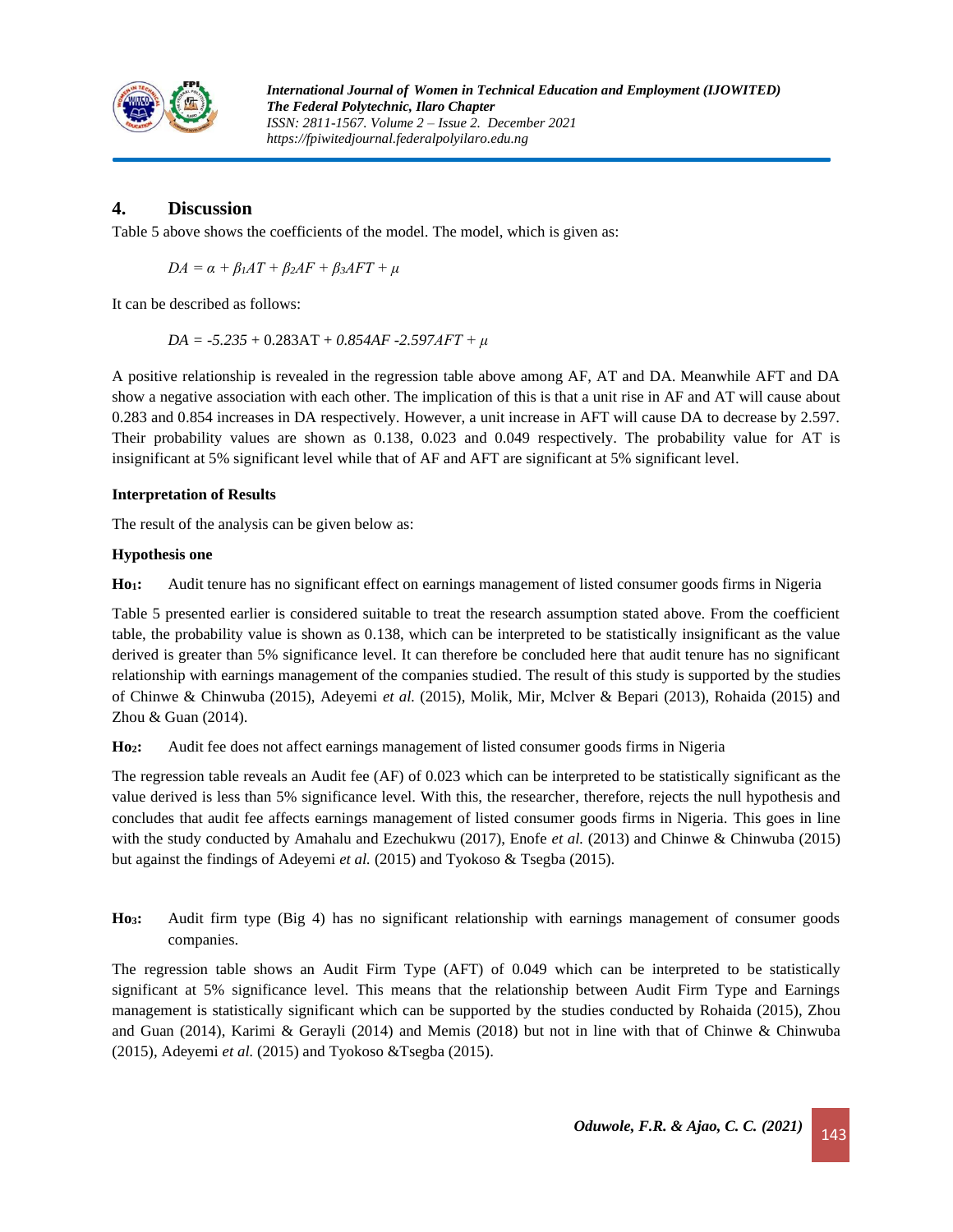## 4. Discussion

Table 5 above shows the coefficients of the model. The model, which is given as:

$$DA = \alpha + \beta_1 AT + \beta_2 AF + \beta_3 AFT + \mu$$

It can be described as follows:

$$DA = -5.235 + 0.283AT + 0.854AF - 2.597AFT + \mu$$

A positive relationship is revealed in the regression table above among AF, AT and DA. Meanwhile AFT and DA show a negative association with each other. The implication of this is that a unit rise in AF and AT will cause about 0.283 and 0.854 increases in DA respectively. However, a unit increase in AFT will cause DA to decrease by 2.597. Their probability values are shown as 0.138, 0.023 and 0.049 respectively. The probability value for AT is insignificant at 5% significant level while that of AF and AFT are significant at 5% significant level.

**Interpretation of Results**

The result of the analysis can be given below as:

**Hypothesis one**

**$Ho_1$:** Audit tenure has no significant effect on earnings management of listed consumer goods firms in Nigeria

Table 5 presented earlier is considered suitable to treat the research assumption stated above. From the coefficient table, the probability value is shown as 0.138, which can be interpreted to be statistically insignificant as the value derived is greater than 5% significance level. It can therefore be concluded here that audit tenure has no significant relationship with earnings management of the companies studied. The result of this study is supported by the studies of Chinwe & Chinwuba (2015), Adeyemi *et al.* (2015), Molik, Mir, Mclver & Bepari (2013), Rohaida (2015) and Zhou & Guan (2014).

**$Ho_2$:** Audit fee does not affect earnings management of listed consumer goods firms in Nigeria

The regression table reveals an Audit fee (AF) of 0.023 which can be interpreted to be statistically significant as the value derived is less than 5% significance level. With this, the researcher, therefore, rejects the null hypothesis and concludes that audit fee affects earnings management of listed consumer goods firms in Nigeria. This goes in line with the study conducted by Amahalu and Ezechukwu (2017), Enofe *et al.* (2013) and Chinwe & Chinwuba (2015) but against the findings of Adeyemi *et al.* (2015) and Tyokoso & Tsegba (2015).

**$Ho_3$:** Audit firm type (Big 4) has no significant relationship with earnings management of consumer goods companies.

The regression table shows an Audit Firm Type (AFT) of 0.049 which can be interpreted to be statistically significant at 5% significance level. This means that the relationship between Audit Firm Type and Earnings management is statistically significant which can be supported by the studies conducted by Rohaida (2015), Zhou and Guan (2014), Karimi & Gerayli (2014) and Memis (2018) but not in line with that of Chinwe & Chinwuba (2015), Adeyemi *et al.* (2015) and Tyokoso &Tsegba (2015).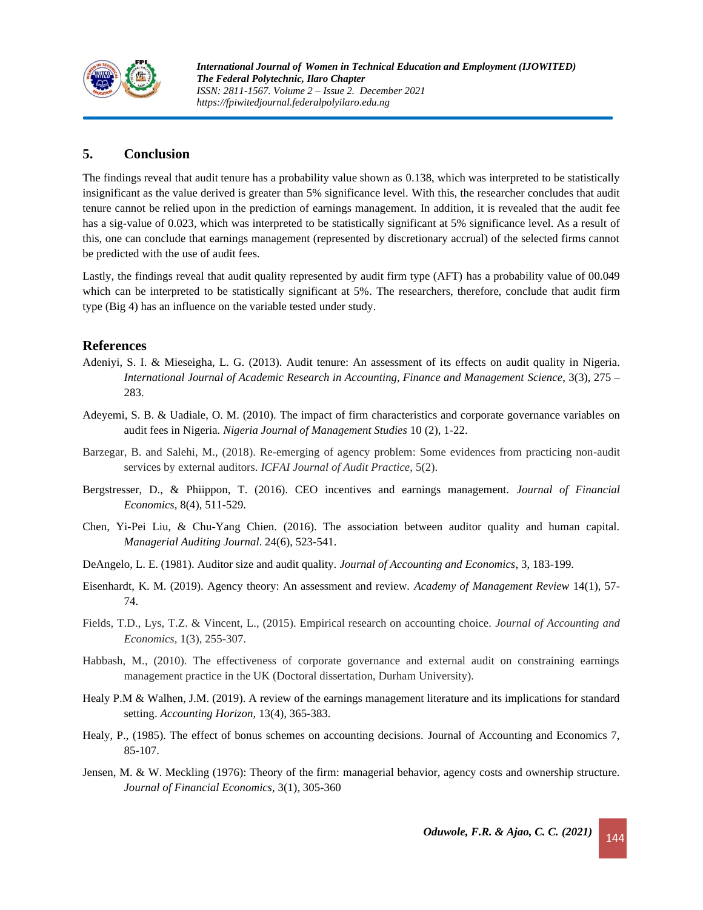## 5. Conclusion

The findings reveal that audit tenure has a probability value shown as 0.138, which was interpreted to be statistically insignificant as the value derived is greater than 5% significance level. With this, the researcher concludes that audit tenure cannot be relied upon in the prediction of earnings management. In addition, it is revealed that the audit fee has a sig-value of 0.023, which was interpreted to be statistically significant at 5% significance level. As a result of this, one can conclude that earnings management (represented by discretionary accrual) of the selected firms cannot be predicted with the use of audit fees.

Lastly, the findings reveal that audit quality represented by audit firm type (AFT) has a probability value of 00.049 which can be interpreted to be statistically significant at 5%. The researchers, therefore, conclude that audit firm type (Big 4) has an influence on the variable tested under study.

## References

Adeniyi, S. I. & Mieseigha, L. G. (2013). Audit tenure: An assessment of its effects on audit quality in Nigeria. *International Journal of Academic Research in Accounting, Finance and Management Science*, 3(3), 275 – 283.

Adeyemi, S. B. & Uadiale, O. M. (2010). The impact of firm characteristics and corporate governance variables on audit fees in Nigeria. *Nigeria Journal of Management Studies* 10 (2), 1-22.

Barzegar, B. and Salehi, M., (2018). Re-emerging of agency problem: Some evidences from practicing non-audit services by external auditors. *ICFAI Journal of Audit Practice*, 5(2).

Bergstresser, D., & Phiippon, T. (2016). CEO incentives and earnings management. *Journal of Financial Economics*, 8(4), 511-529.

Chen, Yi-Pei Liu, & Chu-Yang Chien. (2016). The association between auditor quality and human capital. *Managerial Auditing Journal*. 24(6), 523-541.

DeAngelo, L. E. (1981). Auditor size and audit quality. *Journal of Accounting and Economics*, 3, 183-199.

Eisenhardt, K. M. (2019). Agency theory: An assessment and review. *Academy of Management Review* 14(1), 57-74.

Fields, T.D., Lys, T.Z. & Vincent, L., (2015). Empirical research on accounting choice. *Journal of Accounting and Economics*, 1(3), 255-307.

Habbash, M., (2010). The effectiveness of corporate governance and external audit on constraining earnings management practice in the UK (Doctoral dissertation, Durham University).

Healy P.M & Walhen, J.M. (2019). A review of the earnings management literature and its implications for standard setting. *Accounting Horizon,* 13(4), 365-383.

Healy, P., (1985). The effect of bonus schemes on accounting decisions. Journal of Accounting and Economics 7, 85-107.

Jensen, M. & W. Meckling (1976): Theory of the firm: managerial behavior, agency costs and ownership structure. *Journal of Financial Economics*, 3(1), 305-360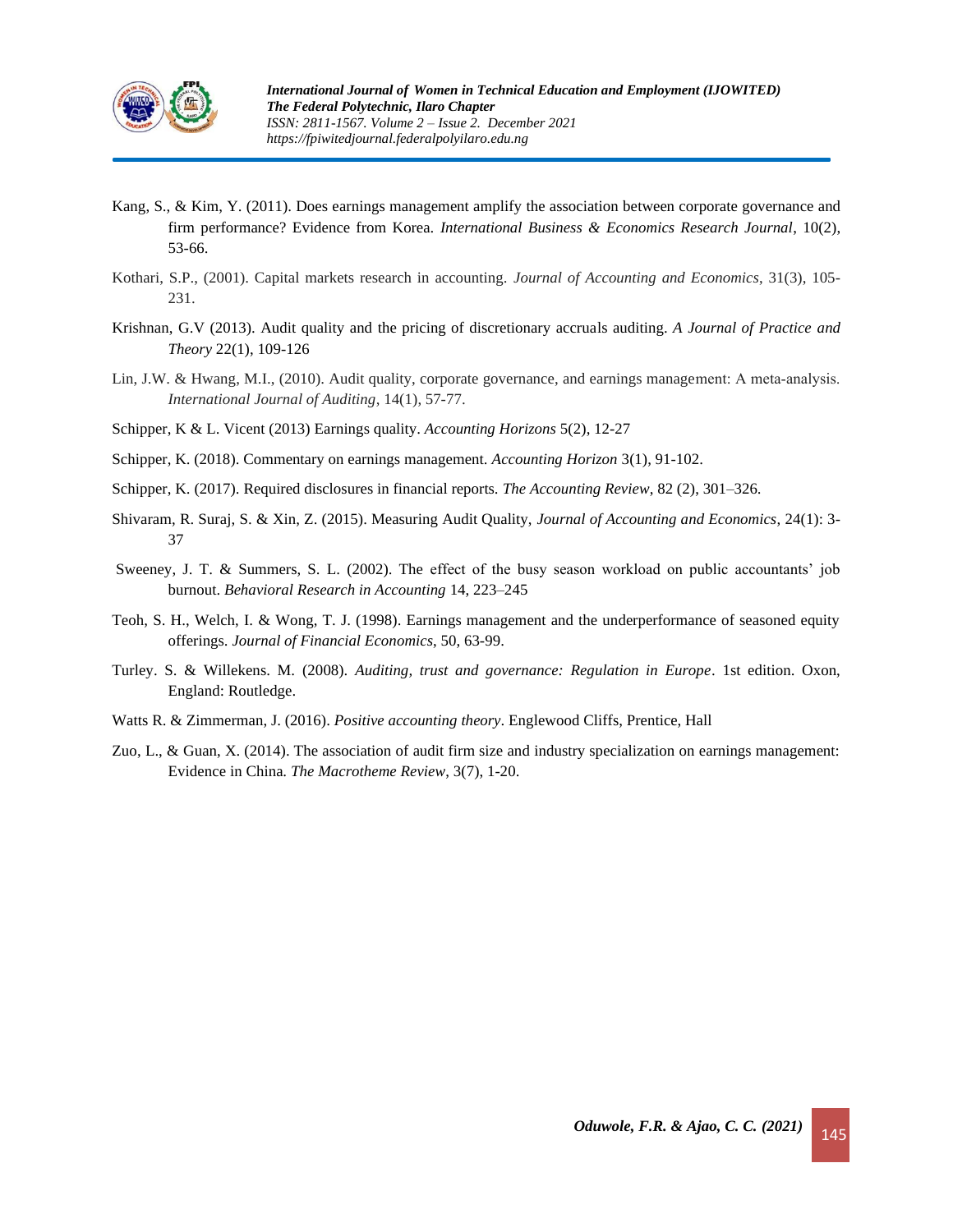Kang, S., & Kim, Y. (2011). Does earnings management amplify the association between corporate governance and firm performance? Evidence from Korea. *International Business & Economics Research Journal*, 10(2), 53-66.

Kothari, S.P., (2001). Capital markets research in accounting. *Journal of Accounting and Economics*, 31(3), 105-231.

Krishnan, G.V (2013). Audit quality and the pricing of discretionary accruals auditing. *A Journal of Practice and Theory* 22(1), 109-126

Lin, J.W. & Hwang, M.I., (2010). Audit quality, corporate governance, and earnings management: A meta-analysis. *International Journal of Auditing*, 14(1), 57-77.

Schipper, K & L. Vicent (2013) Earnings quality. *Accounting Horizons* 5(2), 12-27

Schipper, K. (2018). Commentary on earnings management. *Accounting Horizon* 3(1), 91-102.

Schipper, K. (2017). Required disclosures in financial reports. *The Accounting Review*, 82 (2), 301–326.

Shivaram, R. Suraj, S. & Xin, Z. (2015). Measuring Audit Quality, *Journal of Accounting and Economics*, 24(1): 3-37

Sweeney, J. T. & Summers, S. L. (2002). The effect of the busy season workload on public accountants' job burnout. *Behavioral Research in Accounting* 14, 223–245

Teoh, S. H., Welch, I. & Wong, T. J. (1998). Earnings management and the underperformance of seasoned equity offerings. *Journal of Financial Economics*, 50, 63-99.

Turley. S. & Willekens. M. (2008). *Auditing, trust and governance: Regulation in Europe*. 1st edition. Oxon, England: Routledge.

Watts R. & Zimmerman, J. (2016). *Positive accounting theory*. Englewood Cliffs, Prentice, Hall

Zuo, L., & Guan, X. (2014). The association of audit firm size and industry specialization on earnings management: Evidence in China. *The Macrotheme Review*, 3(7), 1-20.